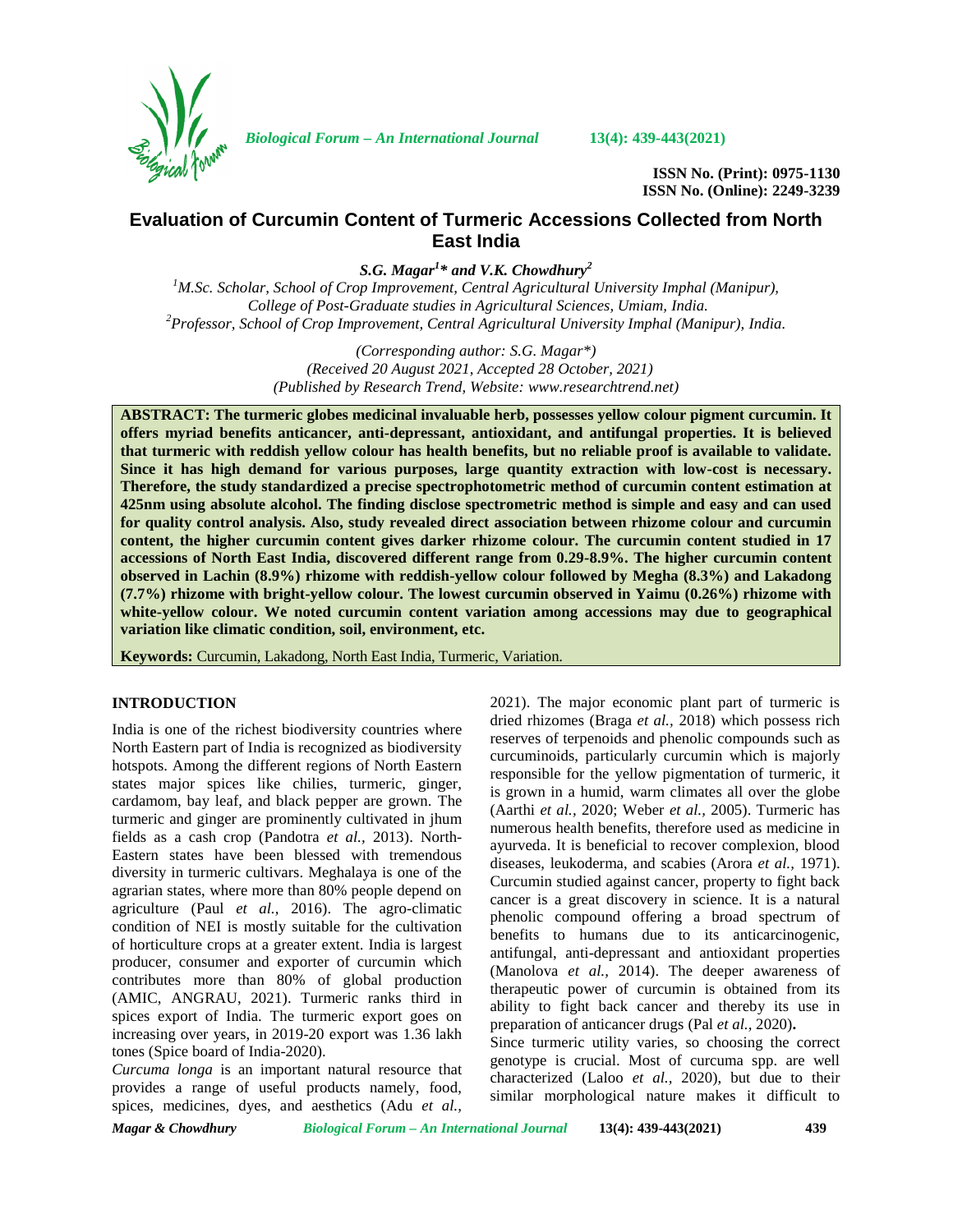# Evaluation of Curcumin Content of Turmeric Accessions Collected from North East India

***S.G. Magar[1]\* and V.K. Chowdhury[2]***

[1]*M.Sc. Scholar, School of Crop Improvement, Central Agricultural University Imphal (Manipur), College of Post-Graduate studies in Agricultural Sciences, Umiam, India.*
[2]*Professor, School of Crop Improvement, Central Agricultural University Imphal (Manipur), India.*

*(Corresponding author: S.G. Magar\*)*
*(Received 20 August 2021, Accepted 28 October, 2021)*
*(Published by Research Trend, Website: www.researchtrend.net)*

**ABSTRACT: The turmeric globes medicinal invaluable herb, possesses yellow colour pigment curcumin. It offers myriad benefits anticancer, anti-depressant, antioxidant, and antifungal properties. It is believed that turmeric with reddish yellow colour has health benefits, but no reliable proof is available to validate. Since it has high demand for various purposes, large quantity extraction with low-cost is necessary. Therefore, the study standardized a precise spectrophotometric method of curcumin content estimation at 425nm using absolute alcohol. The finding disclose spectrometric method is simple and easy and can used for quality control analysis. Also, study revealed direct association between rhizome colour and curcumin content, the higher curcumin content gives darker rhizome colour. The curcumin content studied in 17 accessions of North East India, discovered different range from 0.29-8.9%. The higher curcumin content observed in Lachin (8.9%) rhizome with reddish-yellow colour followed by Megha (8.3%) and Lakadong (7.7%) rhizome with bright-yellow colour. The lowest curcumin observed in Yaimu (0.26%) rhizome with white-yellow colour. We noted curcumin content variation among accessions may due to geographical variation like climatic condition, soil, environment, etc.**

**Keywords:** Curcumin, Lakadong, North East India, Turmeric, Variation.

## INTRODUCTION

India is one of the richest biodiversity countries where North Eastern part of India is recognized as biodiversity hotspots. Among the different regions of North Eastern states major spices like chilies, turmeric, ginger, cardamom, bay leaf, and black pepper are grown. The turmeric and ginger are prominently cultivated in jhum fields as a cash crop (Pandotra *et al.,* 2013). North-Eastern states have been blessed with tremendous diversity in turmeric cultivars. Meghalaya is one of the agrarian states, where more than 80% people depend on agriculture (Paul *et al.,* 2016). The agro-climatic condition of NEI is mostly suitable for the cultivation of horticulture crops at a greater extent. India is largest producer, consumer and exporter of curcumin which contributes more than 80% of global production (AMIC, ANGRAU, 2021). Turmeric ranks third in spices export of India. The turmeric export goes on increasing over years, in 2019-20 export was 1.36 lakh tones (Spice board of India-2020).

*Curcuma longa* is an important natural resource that provides a range of useful products namely, food, spices, medicines, dyes, and aesthetics (Adu *et al.,* 2021). The major economic plant part of turmeric is dried rhizomes (Braga *et al.,* 2018) which possess rich reserves of terpenoids and phenolic compounds such as curcuminoids, particularly curcumin which is majorly responsible for the yellow pigmentation of turmeric, it is grown in a humid, warm climates all over the globe (Aarthi *et al.,* 2020; Weber *et al.,* 2005). Turmeric has numerous health benefits, therefore used as medicine in ayurveda. It is beneficial to recover complexion, blood diseases, leukoderma, and scabies (Arora *et al.,* 1971). Curcumin studied against cancer, property to fight back cancer is a great discovery in science. It is a natural phenolic compound offering a broad spectrum of benefits to humans due to its anticarcinogenic, antifungal, anti-depressant and antioxidant properties (Manolova *et al.,* 2014). The deeper awareness of therapeutic power of curcumin is obtained from its ability to fight back cancer and thereby its use in preparation of anticancer drugs (Pal *et al.,* 2020)**.**

Since turmeric utility varies, so choosing the correct genotype is crucial. Most of curcuma spp. are well characterized (Laloo *et al.,* 2020), but due to their similar morphological nature makes it difficult to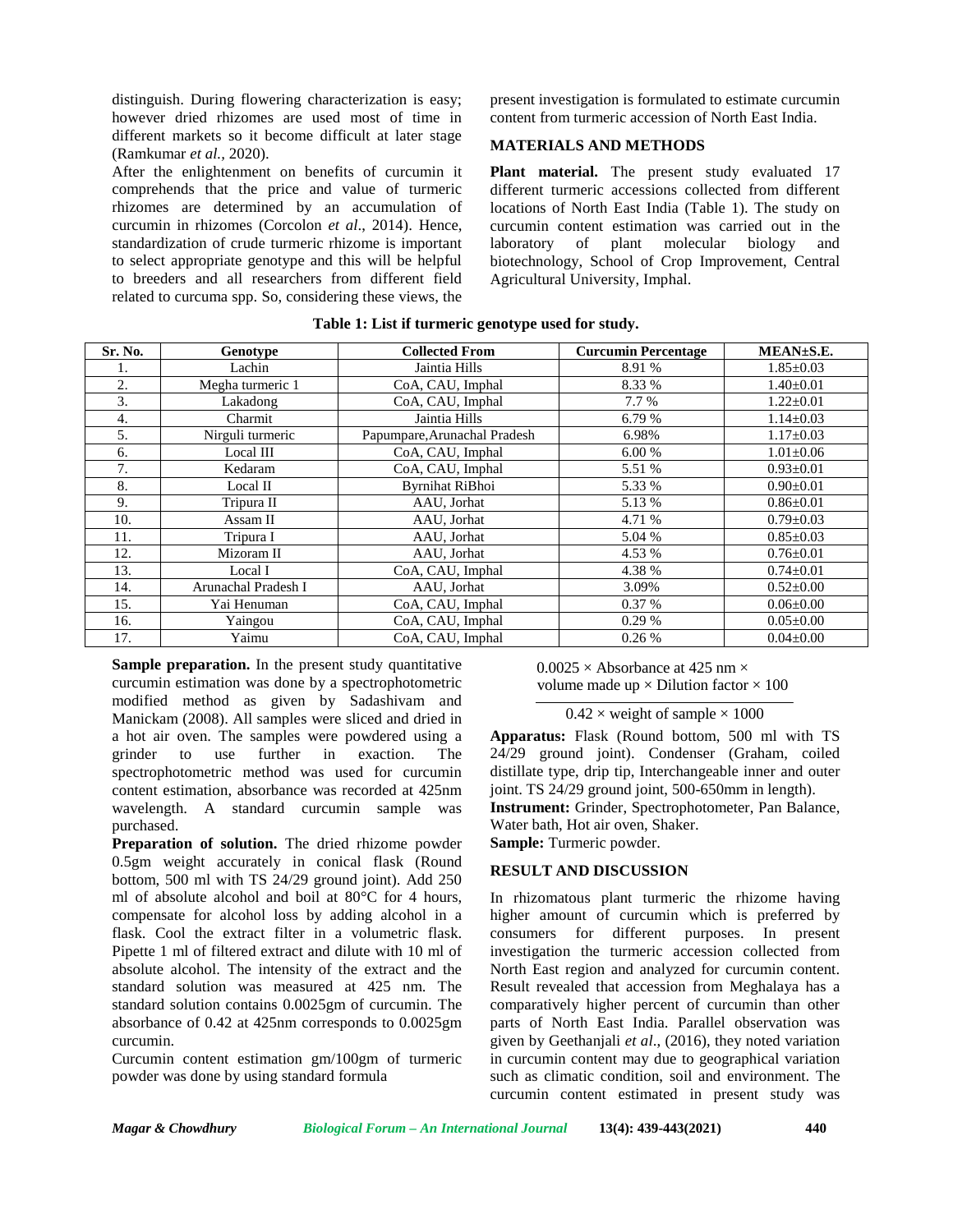distinguish. During flowering characterization is easy; however dried rhizomes are used most of time in different markets so it become difficult at later stage (Ramkumar *et al.,* 2020).

After the enlightenment on benefits of curcumin it comprehends that the price and value of turmeric rhizomes are determined by an accumulation of curcumin in rhizomes (Corcolon *et al*., 2014). Hence, standardization of crude turmeric rhizome is important to select appropriate genotype and this will be helpful to breeders and all researchers from different field related to curcuma spp. So, considering these views, the present investigation is formulated to estimate curcumin content from turmeric accession of North East India.

## MATERIALS AND METHODS

**Plant material.** The present study evaluated 17 different turmeric accessions collected from different locations of North East India (Table 1). The study on curcumin content estimation was carried out in the laboratory of plant molecular biology and biotechnology, School of Crop Improvement, Central Agricultural University, Imphal.

**Table 1: List if turmeric genotype used for study.**

| Sr. No. | Genotype | Collected From | Curcumin Percentage | MEAN±S.E. |
|---|---|---|---|---|
| 1. | Lachin | Jaintia Hills | 8.91 % | 1.85±0.03 |
| 2. | Megha turmeric 1 | CoA, CAU, Imphal | 8.33 % | 1.40±0.01 |
| 3. | Lakadong | CoA, CAU, Imphal | 7.7 % | 1.22±0.01 |
| 4. | Charmit | Jaintia Hills | 6.79 % | 1.14±0.03 |
| 5. | Nirguli turmeric | Papumpare,Arunachal Pradesh | 6.98% | 1.17±0.03 |
| 6. | Local III | CoA, CAU, Imphal | 6.00 % | 1.01±0.06 |
| 7. | Kedaram | CoA, CAU, Imphal | 5.51 % | 0.93±0.01 |
| 8. | Local II | Byrnihat RiBhoi | 5.33 % | 0.90±0.01 |
| 9. | Tripura II | AAU, Jorhat | 5.13 % | 0.86±0.01 |
| 10. | Assam II | AAU, Jorhat | 4.71 % | 0.79±0.03 |
| 11. | Tripura I | AAU, Jorhat | 5.04 % | 0.85±0.03 |
| 12. | Mizoram II | AAU, Jorhat | 4.53 % | 0.76±0.01 |
| 13. | Local I | CoA, CAU, Imphal | 4.38 % | 0.74±0.01 |
| 14. | Arunachal Pradesh I | AAU, Jorhat | 3.09% | 0.52±0.00 |
| 15. | Yai Henuman | CoA, CAU, Imphal | 0.37 % | 0.06±0.00 |
| 16. | Yaingou | CoA, CAU, Imphal | 0.29 % | 0.05±0.00 |
| 17. | Yaimu | CoA, CAU, Imphal | 0.26 % | 0.04±0.00 |

**Sample preparation.** In the present study quantitative curcumin estimation was done by a spectrophotometric modified method as given by Sadashivam and Manickam (2008). All samples were sliced and dried in a hot air oven. The samples were powdered using a grinder to use further in exaction. The spectrophotometric method was used for curcumin content estimation, absorbance was recorded at 425nm wavelength. A standard curcumin sample was purchased.

**Preparation of solution.** The dried rhizome powder 0.5gm weight accurately in conical flask (Round bottom, 500 ml with TS 24/29 ground joint). Add 250 ml of absolute alcohol and boil at 80°C for 4 hours, compensate for alcohol loss by adding alcohol in a flask. Cool the extract filter in a volumetric flask. Pipette 1 ml of filtered extract and dilute with 10 ml of absolute alcohol. The intensity of the extract and the standard solution was measured at 425 nm. The standard solution contains 0.0025gm of curcumin. The absorbance of 0.42 at 425nm corresponds to 0.0025gm curcumin.

Curcumin content estimation gm/100gm of turmeric powder was done by using standard formula

$$\frac{0.0025 \times \text{Absorbance at 425 nm} \times \text{volume made up} \times \text{Dilution factor} \times 100}{0.42 \times \text{weight of sample} \times 1000}$$

**Apparatus:** Flask (Round bottom, 500 ml with TS 24/29 ground joint). Condenser (Graham, coiled distillate type, drip tip, Interchangeable inner and outer joint. TS 24/29 ground joint, 500-650mm in length).

**Instrument:** Grinder, Spectrophotometer, Pan Balance, Water bath, Hot air oven, Shaker.

**Sample:** Turmeric powder.

## RESULT AND DISCUSSION

In rhizomatous plant turmeric the rhizome having higher amount of curcumin which is preferred by consumers for different purposes. In present investigation the turmeric accession collected from North East region and analyzed for curcumin content. Result revealed that accession from Meghalaya has a comparatively higher percent of curcumin than other parts of North East India. Parallel observation was given by Geethanjali *et al*., (2016), they noted variation in curcumin content may due to geographical variation such as climatic condition, soil and environment. The curcumin content estimated in present study was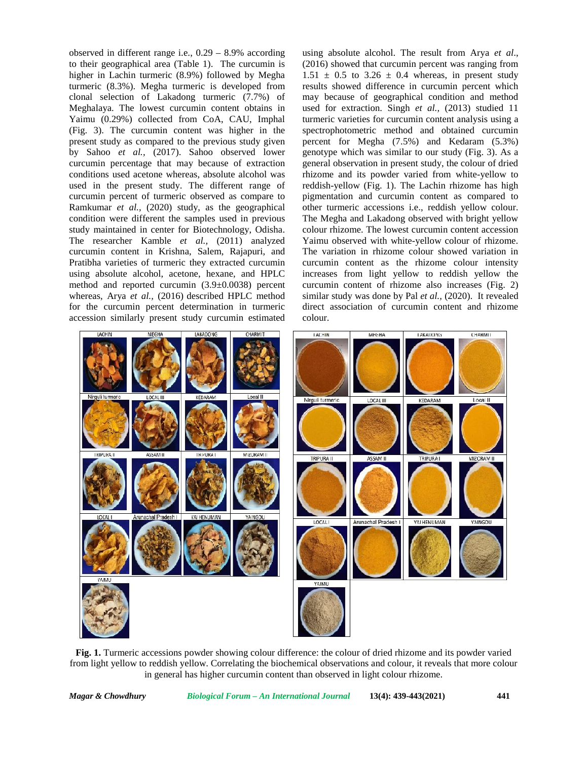observed in different range i.e., 0.29 – 8.9% according to their geographical area (Table 1). The curcumin is higher in Lachin turmeric (8.9%) followed by Megha turmeric (8.3%). Megha turmeric is developed from clonal selection of Lakadong turmeric (7.7%) of Meghalaya. The lowest curcumin content obtains in Yaimu (0.29%) collected from CoA, CAU, Imphal (Fig. 3). The curcumin content was higher in the present study as compared to the previous study given by Sahoo *et al.,* (2017). Sahoo observed lower curcumin percentage that may because of extraction conditions used acetone whereas, absolute alcohol was used in the present study. The different range of curcumin percent of turmeric observed as compare to Ramkumar *et al.,* (2020) study, as the geographical condition were different the samples used in previous study maintained in center for Biotechnology, Odisha. The researcher Kamble *et al.,* (2011) analyzed curcumin content in Krishna, Salem, Rajapuri, and Pratibha varieties of turmeric they extracted curcumin using absolute alcohol, acetone, hexane, and HPLC method and reported curcumin (3.9±0.0038) percent whereas, Arya *et al.,* (2016) described HPLC method for the curcumin percent determination in turmeric accession similarly present study curcumin estimated using absolute alcohol. The result from Arya *et al*., (2016) showed that curcumin percent was ranging from 1.51 ± 0.5 to 3.26 ± 0.4 whereas, in present study results showed difference in curcumin percent which may because of geographical condition and method used for extraction. Singh *et al.,* (2013) studied 11 turmeric varieties for curcumin content analysis using a spectrophotometric method and obtained curcumin percent for Megha (7.5%) and Kedaram (5.3%) genotype which was similar to our study (Fig. 3). As a general observation in present study, the colour of dried rhizome and its powder varied from white-yellow to reddish-yellow (Fig. 1). The Lachin rhizome has high pigmentation and curcumin content as compared to other turmeric accessions i.e., reddish yellow colour. The Megha and Lakadong observed with bright yellow colour rhizome. The lowest curcumin content accession Yaimu observed with white-yellow colour of rhizome. The variation in rhizome colour showed variation in curcumin content as the rhizome colour intensity increases from light yellow to reddish yellow the curcumin content of rhizome also increases (Fig. 2) similar study was done by Pal *et al.,* (2020). It revealed direct association of curcumin content and rhizome colour.

**Fig. 1.** Turmeric accessions powder showing colour difference: the colour of dried rhizome and its powder varied from light yellow to reddish yellow. Correlating the biochemical observations and colour, it reveals that more colour in general has higher curcumin content than observed in light colour rhizome.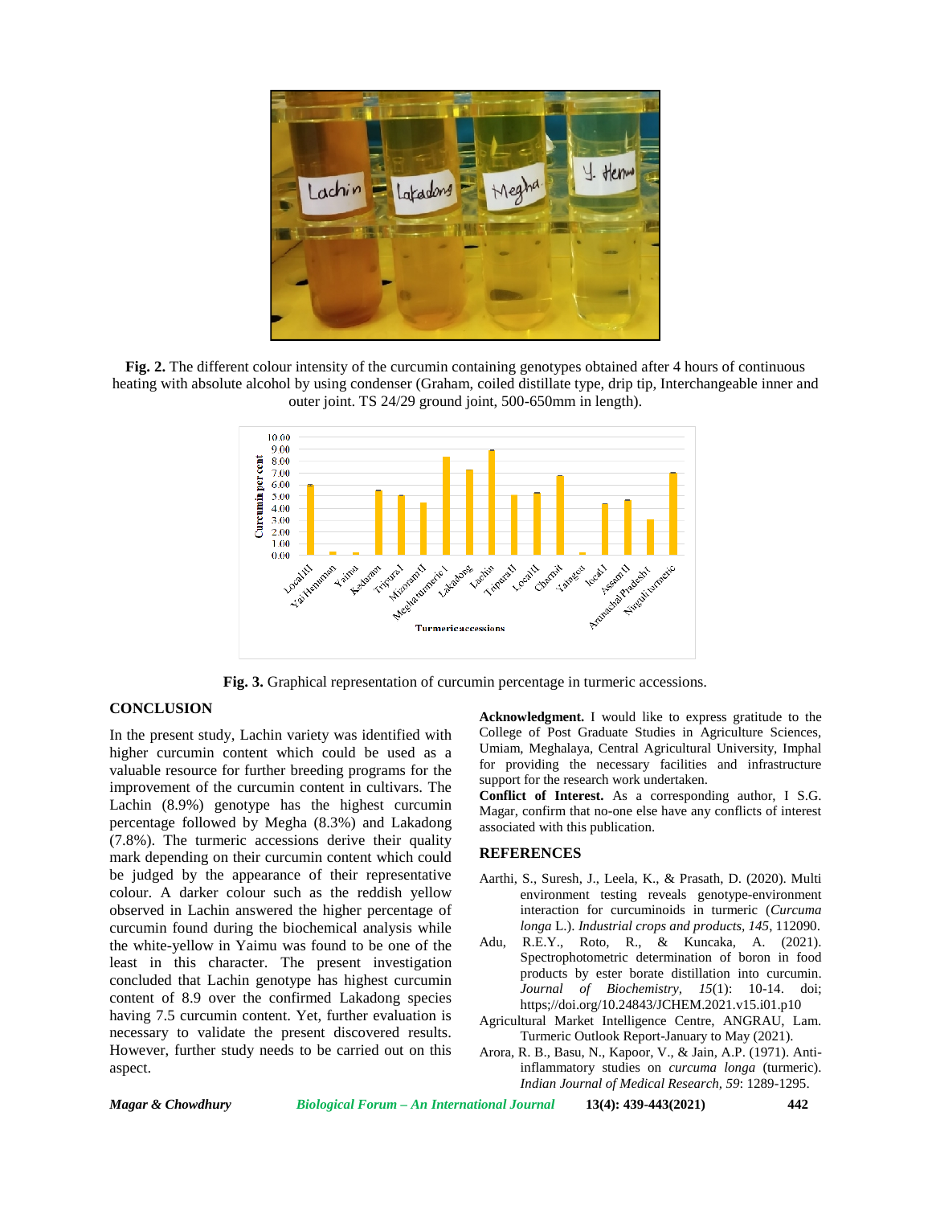**Fig. 2.** The different colour intensity of the curcumin containing genotypes obtained after 4 hours of continuous heating with absolute alcohol by using condenser (Graham, coiled distillate type, drip tip, Interchangeable inner and outer joint. TS 24/29 ground joint, 500-650mm in length).

**Fig. 3.** Graphical representation of curcumin percentage in turmeric accessions.

## CONCLUSION

In the present study, Lachin variety was identified with higher curcumin content which could be used as a valuable resource for further breeding programs for the improvement of the curcumin content in cultivars. The Lachin (8.9%) genotype has the highest curcumin percentage followed by Megha (8.3%) and Lakadong (7.8%). The turmeric accessions derive their quality mark depending on their curcumin content which could be judged by the appearance of their representative colour. A darker colour such as the reddish yellow observed in Lachin answered the higher percentage of curcumin found during the biochemical analysis while the white-yellow in Yaimu was found to be one of the least in this character. The present investigation concluded that Lachin genotype has highest curcumin content of 8.9 over the confirmed Lakadong species having 7.5 curcumin content. Yet, further evaluation is necessary to validate the present discovered results. However, further study needs to be carried out on this aspect.

**Acknowledgment.** I would like to express gratitude to the College of Post Graduate Studies in Agriculture Sciences, Umiam, Meghalaya, Central Agricultural University, Imphal for providing the necessary facilities and infrastructure support for the research work undertaken.

**Conflict of Interest.** As a corresponding author, I S.G. Magar, confirm that no-one else have any conflicts of interest associated with this publication.

## REFERENCES

Aarthi, S., Suresh, J., Leela, K., & Prasath, D. (2020). Multi environment testing reveals genotype-environment interaction for curcuminoids in turmeric (*Curcuma longa* L.). *Industrial crops and products*, *145*, 112090.

Adu, R.E.Y., Roto, R., & Kuncaka, A. (2021). Spectrophotometric determination of boron in food products by ester borate distillation into curcumin. *Journal of Biochemistry, 15*(1): 10-14. doi; https;//doi.org/10.24843/JCHEM.2021.v15.i01.p10

Agricultural Market Intelligence Centre, ANGRAU, Lam. Turmeric Outlook Report-January to May (2021).

Arora, R. B., Basu, N., Kapoor, V., & Jain, A.P. (1971). Anti-inflammatory studies on *curcuma longa* (turmeric). *Indian Journal of Medical Research, 59*: 1289-1295.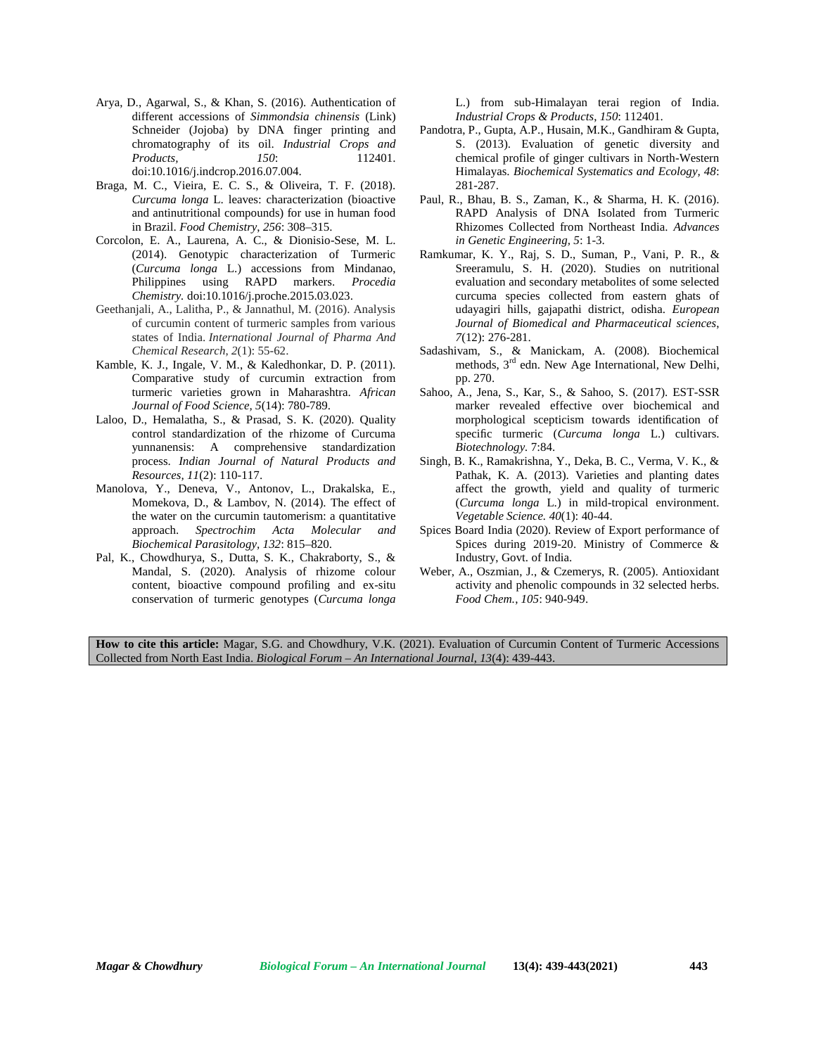Arya, D., Agarwal, S., & Khan, S. (2016). Authentication of different accessions of *Simmondsia chinensis* (Link) Schneider (Jojoba) by DNA finger printing and chromatography of its oil. *Industrial Crops and Products, 150*: 112401. doi:10.1016/j.indcrop.2016.07.004.

Braga, M. C., Vieira, E. C. S., & Oliveira, T. F. (2018). *Curcuma longa* L. leaves: characterization (bioactive and antinutritional compounds) for use in human food in Brazil. *Food Chemistry*, *256*: 308–315.

Corcolon, E. A., Laurena, A. C., & Dionisio-Sese, M. L. (2014). Genotypic characterization of Turmeric (*Curcuma longa* L.) accessions from Mindanao, Philippines using RAPD markers. *Procedia Chemistry.* doi:10.1016/j.proche.2015.03.023.

Geethanjali, A., Lalitha, P., & Jannathul, M. (2016). Analysis of curcumin content of turmeric samples from various states of India. *International Journal of Pharma And Chemical Research*, *2*(1): 55-62.

Kamble, K. J., Ingale, V. M., & Kaledhonkar, D. P. (2011). Comparative study of curcumin extraction from turmeric varieties grown in Maharashtra. *African Journal of Food Science, 5*(14): 780-789.

Laloo, D., Hemalatha, S., & Prasad, S. K. (2020). Quality control standardization of the rhizome of Curcuma yunnanensis: A comprehensive standardization process. *Indian Journal of Natural Products and Resources, 11*(2): 110-117.

Manolova, Y., Deneva, V., Antonov, L., Drakalska, E., Momekova, D., & Lambov, N. (2014). The effect of the water on the curcumin tautomerism: a quantitative approach. *Spectrochim Acta Molecular and Biochemical Parasitology, 132*: 815–820.

Pal, K., Chowdhurya, S., Dutta, S. K., Chakraborty, S., & Mandal, S. (2020). Analysis of rhizome colour content, bioactive compound profiling and ex-situ conservation of turmeric genotypes (*Curcuma longa* L.) from sub-Himalayan terai region of India. *Industrial Crops & Products*, *150*: 112401.

Pandotra, P., Gupta, A.P., Husain, M.K., Gandhiram & Gupta, S. (2013). Evaluation of genetic diversity and chemical profile of ginger cultivars in North-Western Himalayas. *Biochemical Systematics and Ecology, 48*: 281-287.

Paul, R., Bhau, B. S., Zaman, K., & Sharma, H. K. (2016). RAPD Analysis of DNA Isolated from Turmeric Rhizomes Collected from Northeast India. *Advances in Genetic Engineering, 5*: 1-3.

Ramkumar, K. Y., Raj, S. D., Suman, P., Vani, P. R., & Sreeramulu, S. H. (2020). Studies on nutritional evaluation and secondary metabolites of some selected curcuma species collected from eastern ghats of udayagiri hills, gajapathi district, odisha. *European Journal of Biomedical and Pharmaceutical sciences*, *7*(12): 276-281.

Sadashivam, S., & Manickam, A. (2008). Biochemical methods, 3rd edn. New Age International, New Delhi, pp. 270.

Sahoo, A., Jena, S., Kar, S., & Sahoo, S. (2017). EST-SSR marker revealed effective over biochemical and morphological scepticism towards identification of specific turmeric (*Curcuma longa* L.) cultivars. *Biotechnology.* 7:84.

Singh, B. K., Ramakrishna, Y., Deka, B. C., Verma, V. K., & Pathak, K. A. (2013). Varieties and planting dates affect the growth, yield and quality of turmeric (*Curcuma longa* L.) in mild-tropical environment. *Vegetable Science. 40*(1): 40-44.

Spices Board India (2020). Review of Export performance of Spices during 2019-20. Ministry of Commerce & Industry, Govt. of India.

Weber, A., Oszmian, J., & Czemerys, R. (2005). Antioxidant activity and phenolic compounds in 32 selected herbs. *Food Chem.*, *105*: 940-949.

**How to cite this article:** Magar, S.G. and Chowdhury, V.K. (2021). Evaluation of Curcumin Content of Turmeric Accessions Collected from North East India. *Biological Forum – An International Journal*, *13*(4): 439-443.